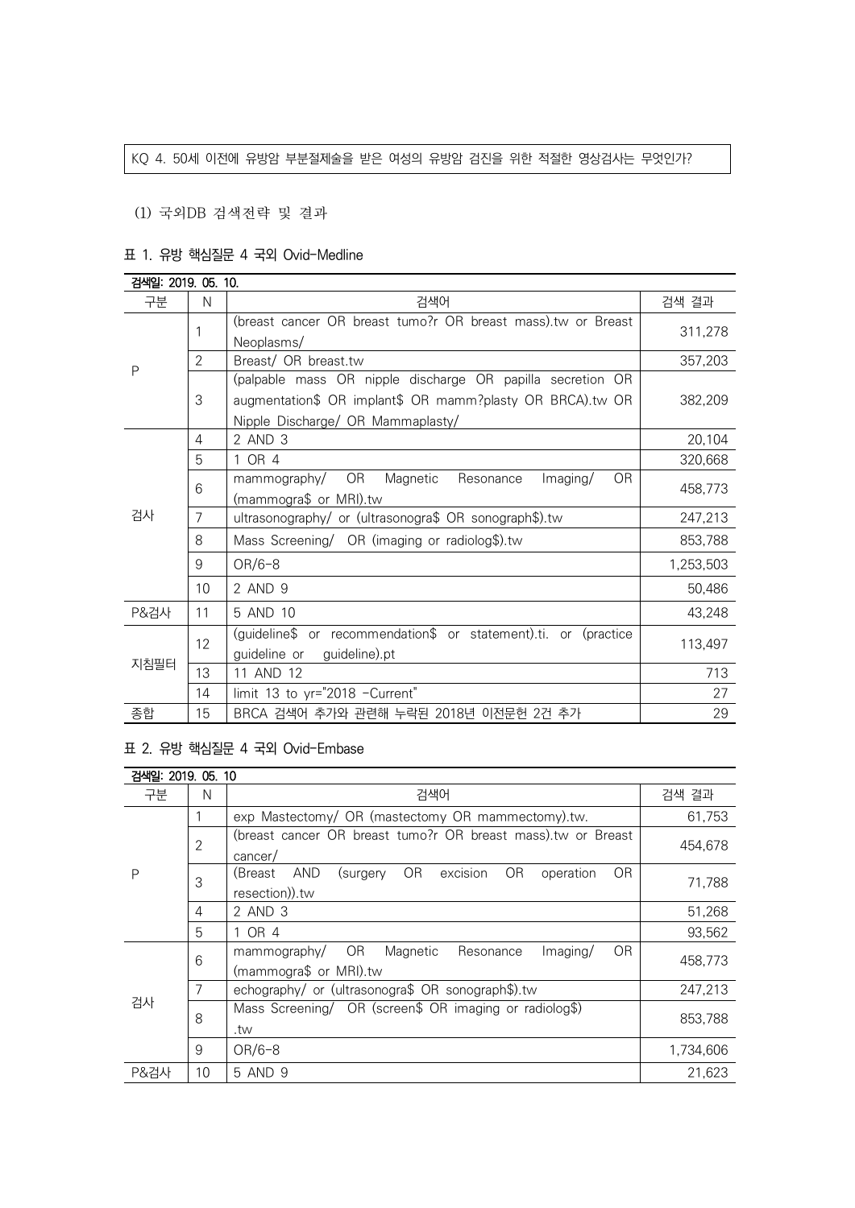KQ 4. 50세 이전에 유방암 부분절제술을 받은 여성의 유방암 검진을 위한 적절한 영상검사는 무엇인가?

(1) 국외DB 검색전략 및 결과

표 1. 유방 핵심질문 4 국외 Ovid-Medline

| 검색일: 2019. 05. 10. | | | |
|---|---|---|---|
| 구분 | N | 검색어 | 검색 결과 |
| P | 1 | (breast cancer OR breast tumo?r OR breast mass).tw or Breast Neoplasms/ | 311,278 |
| | 2 | Breast/ OR breast.tw | 357,203 |
| | 3 | (palpable mass OR nipple discharge OR papilla secretion OR augmentation$ OR implant$ OR mamm?plasty OR BRCA).tw OR Nipple Discharge/ OR Mammaplasty/ | 382,209 |
| 검사 | 4 | 2 AND 3 | 20,104 |
| | 5 | 1 OR 4 | 320,668 |
| | 6 | mammography/ OR Magnetic Resonance Imaging/ OR (mammogra$ or MRI).tw | 458,773 |
| | 7 | ultrasonography/ or (ultrasonogra$ OR sonograph$).tw | 247,213 |
| | 8 | Mass Screening/ OR (imaging or radiolog$).tw | 853,788 |
| | 9 | OR/6-8 | 1,253,503 |
| | 10 | 2 AND 9 | 50,486 |
| P&검사 | 11 | 5 AND 10 | 43,248 |
| 지침필터 | 12 | (guideline$ or recommendation$ or statement).ti. or (practice guideline or guideline).pt | 113,497 |
| | 13 | 11 AND 12 | 713 |
| | 14 | limit 13 to yr="2018 -Current" | 27 |
| 종합 | 15 | BRCA 검색어 추가와 관련해 누락된 2018년 이전문헌 2건 추가 | 29 |

표 2. 유방 핵심질문 4 국외 Ovid-Embase

| 검색일: 2019. 05. 10 | | | |
|---|---|---|---|
| 구분 | N | 검색어 | 검색 결과 |
| P | 1 | exp Mastectomy/ OR (mastectomy OR mammectomy).tw. | 61,753 |
| | 2 | (breast cancer OR breast tumo?r OR breast mass).tw or Breast cancer/ | 454,678 |
| | 3 | (Breast AND (surgery OR excision OR operation OR resection)).tw | 71,788 |
| | 4 | 2 AND 3 | 51,268 |
| | 5 | 1 OR 4 | 93,562 |
| 검사 | 6 | mammography/ OR Magnetic Resonance Imaging/ OR (mammogra$ or MRI).tw | 458,773 |
| | 7 | echography/ or (ultrasonogra$ OR sonograph$).tw | 247,213 |
| | 8 | Mass Screening/ OR (screen$ OR imaging or radiolog$) .tw | 853,788 |
| | 9 | OR/6-8 | 1,734,606 |
| P&검사 | 10 | 5 AND 9 | 21,623 |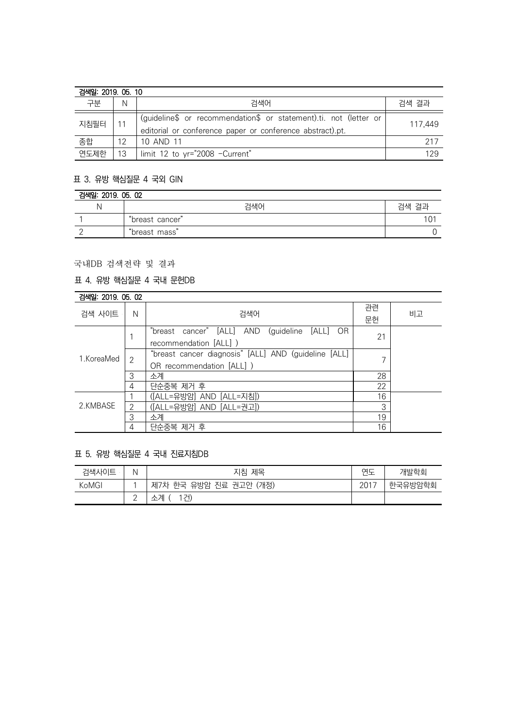| 검색일: 2019. 05. 10 | | | |
|---|---|---|---|
| 구분 | N | 검색어 | 검색 결과 |
| 지침필터 | 11 | (guideline$ or recommendation$ or statement).ti. not (letter or editorial or conference paper or conference abstract).pt. | 117,449 |
| 종합 | 12 | 10 AND 11 | 217 |
| 연도제한 | 13 | limit 12 to yr="2008 -Current" | 129 |

### 표 3. 유방 핵심질문 4 국외 GIN

| 검색일: 2019. 05. 02 | | |
|---|---|---|
| N | 검색어 | 검색 결과 |
| 1 | "breast cancer" | 101 |
| 2 | "breast mass" | 0 |

## 국내DB 검색전략 및 결과

### 표 4. 유방 핵심질문 4 국내 문헌DB

| 검색일: 2019. 05. 02 | | | | |
|---|---|---|---|---|
| 검색 사이트 | N | 검색어 | 관련 문헌 | 비고 |
| 1.KoreaMed | 1 | "breast cancer" [ALL] AND (guideline [ALL] OR recommendation [ALL] ) | 21 | |
| | 2 | "breast cancer diagnosis" [ALL] AND (guideline [ALL] OR recommendation [ALL] ) | 7 | |
| | 3 | 소계 | 28 | |
| | 4 | 단순중복 제거 후 | 22 | |
| 2.KMBASE | 1 | ([ALL=유방암] AND [ALL=지침]) | 16 | |
| | 2 | ([ALL=유방암] AND [ALL=권고]) | 3 | |
| | 3 | 소계 | 19 | |
| | 4 | 단순중복 제거 후 | 16 | |

### 표 5. 유방 핵심질문 4 국내 진료지침DB

| 검색사이트 | N | 지침 제목 | 연도 | 개발학회 |
|---|---|---|---|---|
| KoMGI | 1 | 제7차 한국 유방암 진료 권고안 (개정) | 2017 | 한국유방암학회 |
| | 2 | 소계 ( 1건) | | |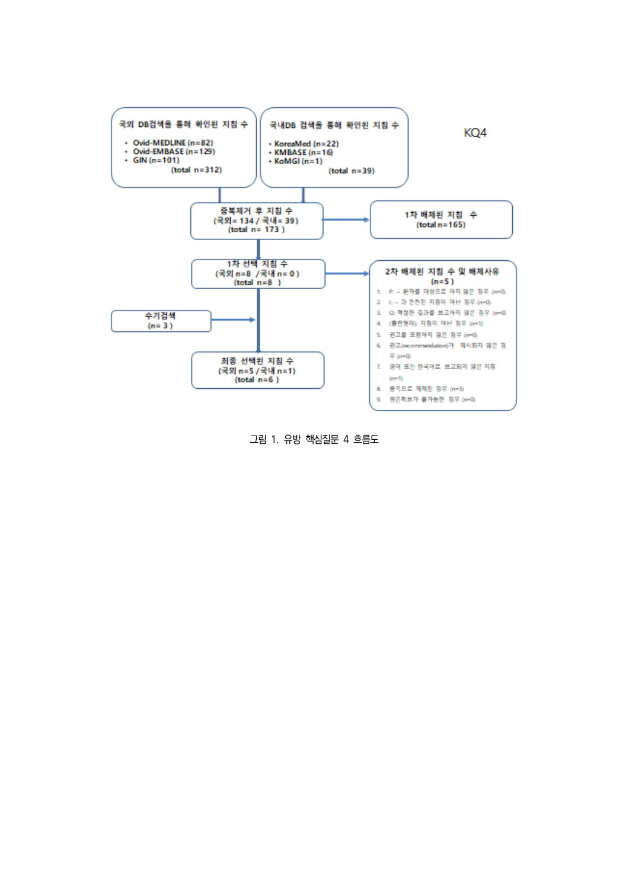KQ4

국외 DB검색을 통해 확인된 지침 수

- Ovid-MEDLINE (n=82)
- Ovid-EMBASE (n=129)
- GIN (n=101)

(total n=312)

국내DB 검색을 통해 확인된 지침 수

- KoreaMed (n=22)
- KMBASE (n=16)
- KoMGI (n=1)

(total n=39)

중복제거 후 지침 수
(국외= 134 / 국내= 39)
(total n= 173 )

1차 배제된 지침 수
(total n=165)

1차 선택 지침 수
(국외 n=8 /국내 n= 0 )
(total n=8 )

2차 배제된 지침 수 및 배제사유
(n=5 )

1. P: – 환자를 대상으로 하지 않은 경우 (n=0)
2. I: – 과 관련된 지침이 아닌 경우 (n=0)
3. O: 적절한 결과를 보고하지 않은 경우 (n=0)
4. (출판형태): 지침이 아닌 경우 (n=1)
5. 권고를 포함하지 않은 경우 (n=0)
6. 권고(recommendation)가 제시되지 않은 경우 (n=0)
7. 영어 또는 한국어로 보고되지 않은 지침 (n=1)
8. 중복으로 제재된 경우 (n=3)
9. 원문확보가 불가능한 경우 (n=0)

수기검색
(n= 3 )

최종 선택된 지침 수
(국외 n=5 /국내 n=1)
(total n=6 )

그림 1. 유방 핵심질문 4 흐름도